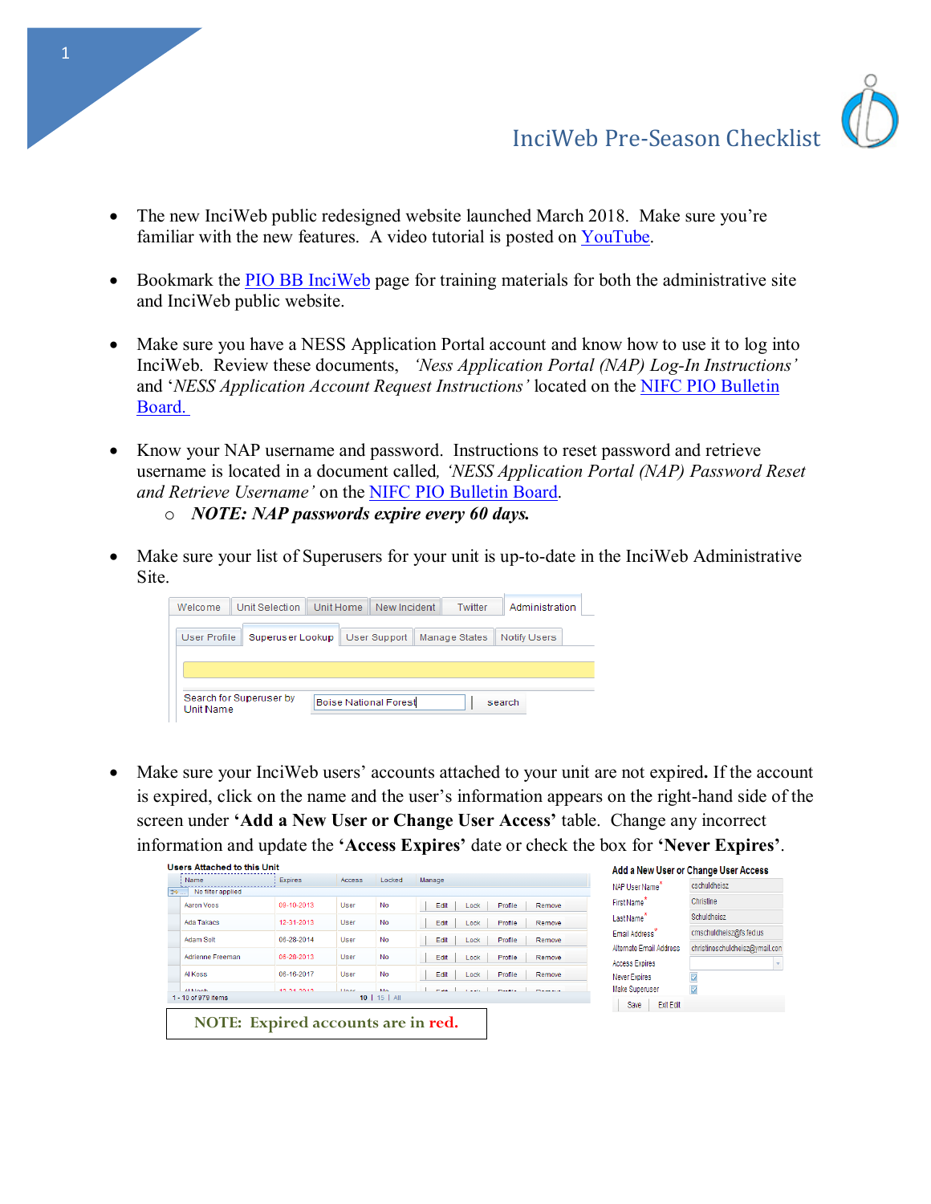# IinciWeb Pre-Season Checklist

- The new InciWeb public redesigned website launched March 2018. Make sure you're familiar with the new features. A video tutorial is posted on YouTube.

- Bookmark the PIO BB InciWeb page for training materials for both the administrative site and InciWeb public website.

- Make sure you have a NESS Application Portal account and know how to use it to log into InciWeb. Review these documents, *'Ness Application Portal (NAP) Log-In Instructions'* and '*NESS Application Account Request Instructions'* located on the NIFC PIO Bulletin Board.

- Know your NAP username and password. Instructions to reset password and retrieve username is located in a document called, *'NESS Application Portal (NAP) Password Reset and Retrieve Username'* on the NIFC PIO Bulletin Board.
  - ***NOTE: NAP passwords expire every 60 days.***

- Make sure your list of Superusers for your unit is up-to-date in the InciWeb Administrative Site.

- Make sure your InciWeb users' accounts attached to your unit are not expired**.** If the account is expired, click on the name and the user's information appears on the right-hand side of the screen under **'Add a New User or Change User Access'** table. Change any incorrect information and update the **'Access Expires'** date or check the box for **'Never Expires'**.

NOTE: Expired accounts are in red.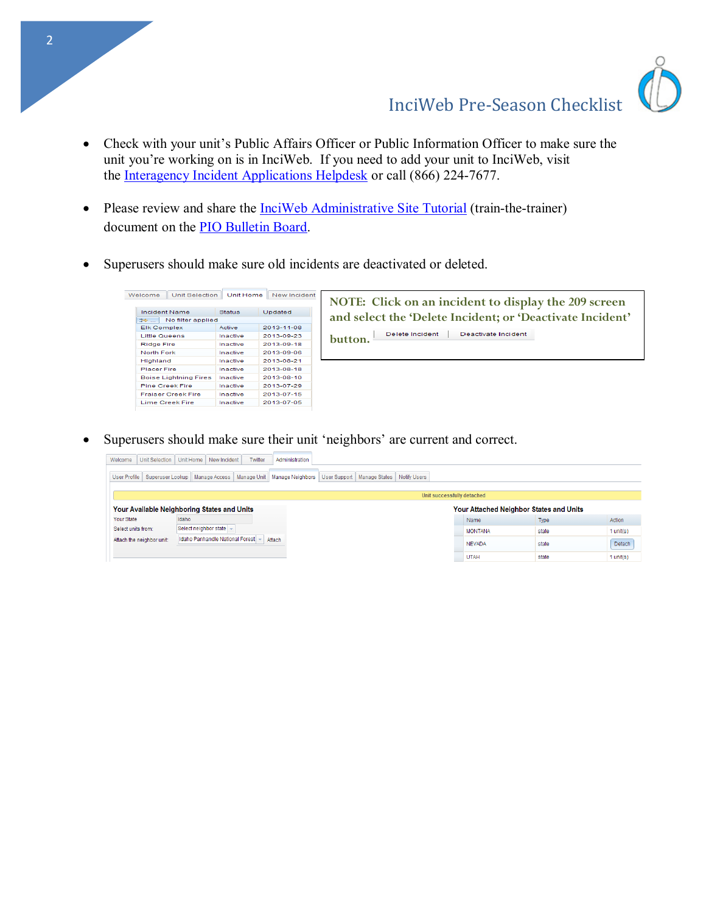- Check with your unit's Public Affairs Officer or Public Information Officer to make sure the unit you're working on is in InciWeb. If you need to add your unit to InciWeb, visit the Interagency Incident Applications Helpdesk or call (866) 224-7677.

- Please review and share the InciWeb Administrative Site Tutorial (train-the-trainer) document on the PIO Bulletin Board.

- Superusers should make sure old incidents are deactivated or deleted.

**NOTE: Click on an incident to display the 209 screen and select the 'Delete Incident; or 'Deactivate Incident' button.**

- Superusers should make sure their unit 'neighbors' are current and correct.